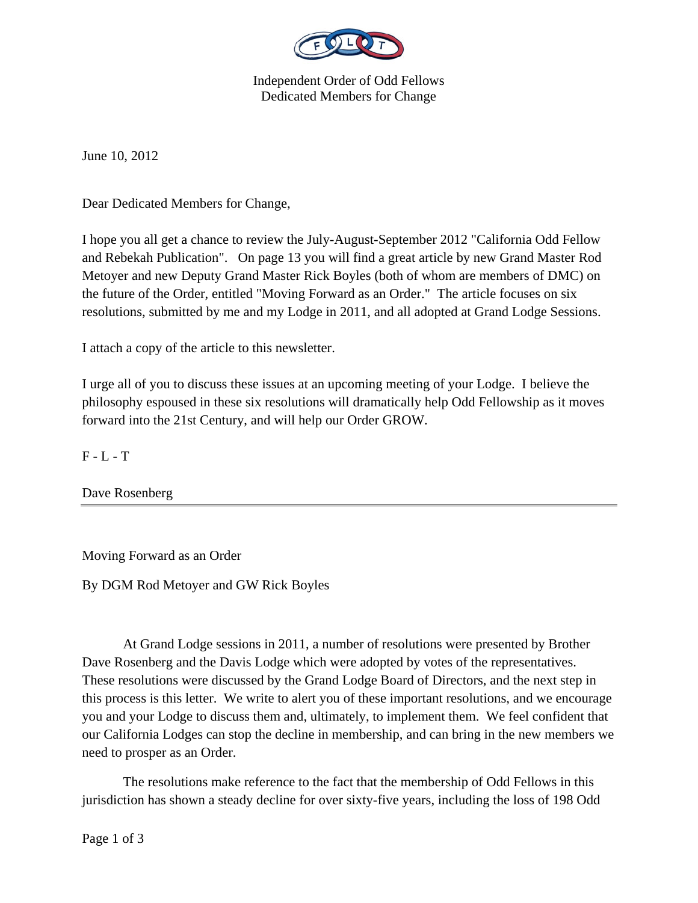Independent Order of Odd Fellows
Dedicated Members for Change

June 10, 2012

Dear Dedicated Members for Change,

I hope you all get a chance to review the July-August-September 2012 "California Odd Fellow and Rebekah Publication". On page 13 you will find a great article by new Grand Master Rod Metoyer and new Deputy Grand Master Rick Boyles (both of whom are members of DMC) on the future of the Order, entitled "Moving Forward as an Order." The article focuses on six resolutions, submitted by me and my Lodge in 2011, and all adopted at Grand Lodge Sessions.

I attach a copy of the article to this newsletter.

I urge all of you to discuss these issues at an upcoming meeting of your Lodge. I believe the philosophy espoused in these six resolutions will dramatically help Odd Fellowship as it moves forward into the 21st Century, and will help our Order GROW.

F - L - T

Dave Rosenberg

---

Moving Forward as an Order

By DGM Rod Metoyer and GW Rick Boyles

At Grand Lodge sessions in 2011, a number of resolutions were presented by Brother Dave Rosenberg and the Davis Lodge which were adopted by votes of the representatives. These resolutions were discussed by the Grand Lodge Board of Directors, and the next step in this process is this letter. We write to alert you of these important resolutions, and we encourage you and your Lodge to discuss them and, ultimately, to implement them. We feel confident that our California Lodges can stop the decline in membership, and can bring in the new members we need to prosper as an Order.

The resolutions make reference to the fact that the membership of Odd Fellows in this jurisdiction has shown a steady decline for over sixty-five years, including the loss of 198 Odd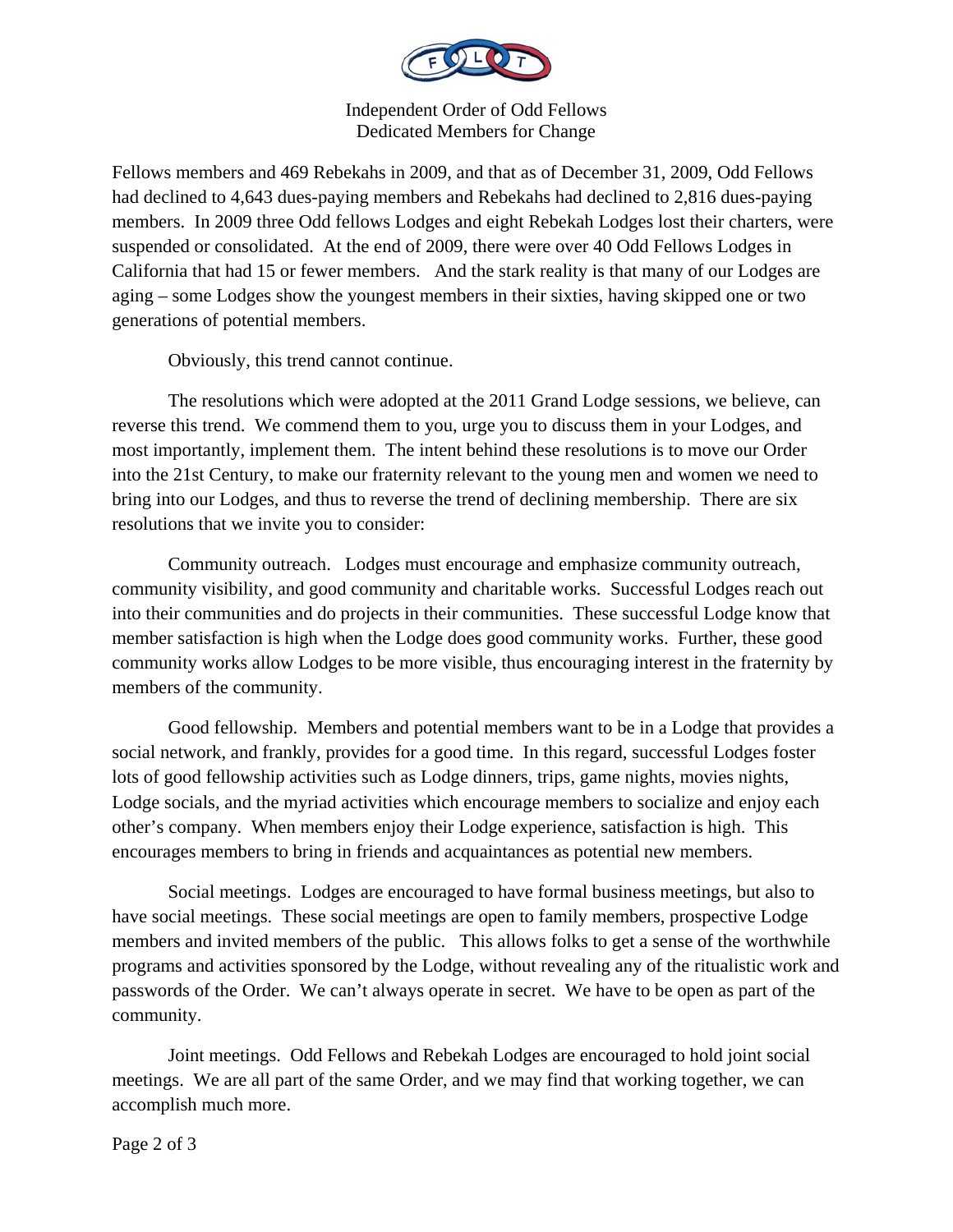Fellows members and 469 Rebekahs in 2009, and that as of December 31, 2009, Odd Fellows had declined to 4,643 dues-paying members and Rebekahs had declined to 2,816 dues-paying members. In 2009 three Odd fellows Lodges and eight Rebekah Lodges lost their charters, were suspended or consolidated. At the end of 2009, there were over 40 Odd Fellows Lodges in California that had 15 or fewer members. And the stark reality is that many of our Lodges are aging – some Lodges show the youngest members in their sixties, having skipped one or two generations of potential members.

Obviously, this trend cannot continue.

The resolutions which were adopted at the 2011 Grand Lodge sessions, we believe, can reverse this trend. We commend them to you, urge you to discuss them in your Lodges, and most importantly, implement them. The intent behind these resolutions is to move our Order into the 21st Century, to make our fraternity relevant to the young men and women we need to bring into our Lodges, and thus to reverse the trend of declining membership. There are six resolutions that we invite you to consider:

Community outreach. Lodges must encourage and emphasize community outreach, community visibility, and good community and charitable works. Successful Lodges reach out into their communities and do projects in their communities. These successful Lodge know that member satisfaction is high when the Lodge does good community works. Further, these good community works allow Lodges to be more visible, thus encouraging interest in the fraternity by members of the community.

Good fellowship. Members and potential members want to be in a Lodge that provides a social network, and frankly, provides for a good time. In this regard, successful Lodges foster lots of good fellowship activities such as Lodge dinners, trips, game nights, movies nights, Lodge socials, and the myriad activities which encourage members to socialize and enjoy each other's company. When members enjoy their Lodge experience, satisfaction is high. This encourages members to bring in friends and acquaintances as potential new members.

Social meetings. Lodges are encouraged to have formal business meetings, but also to have social meetings. These social meetings are open to family members, prospective Lodge members and invited members of the public. This allows folks to get a sense of the worthwhile programs and activities sponsored by the Lodge, without revealing any of the ritualistic work and passwords of the Order. We can't always operate in secret. We have to be open as part of the community.

Joint meetings. Odd Fellows and Rebekah Lodges are encouraged to hold joint social meetings. We are all part of the same Order, and we may find that working together, we can accomplish much more.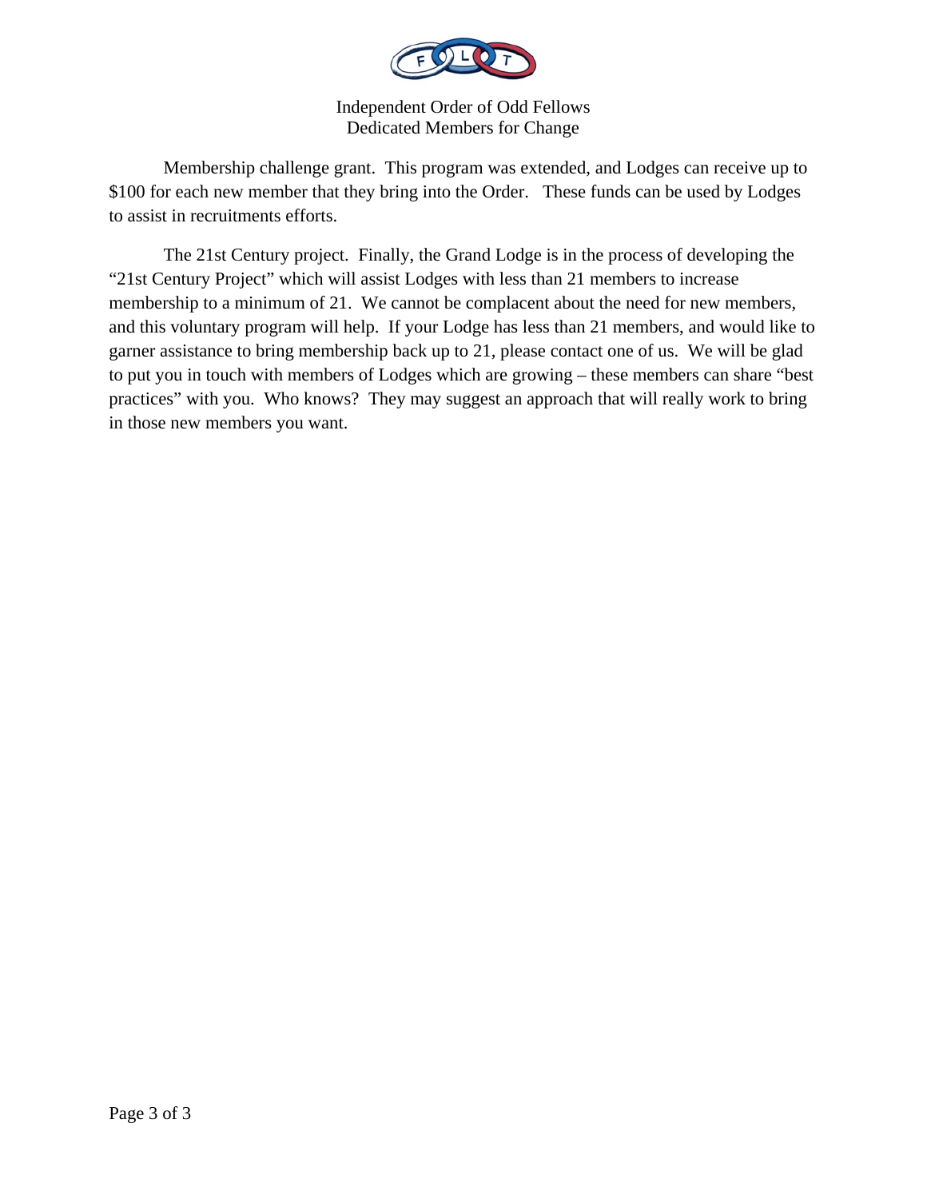Membership challenge grant. This program was extended, and Lodges can receive up to $100 for each new member that they bring into the Order. These funds can be used by Lodges to assist in recruitments efforts.

The 21st Century project. Finally, the Grand Lodge is in the process of developing the "21st Century Project" which will assist Lodges with less than 21 members to increase membership to a minimum of 21. We cannot be complacent about the need for new members, and this voluntary program will help. If your Lodge has less than 21 members, and would like to garner assistance to bring membership back up to 21, please contact one of us. We will be glad to put you in touch with members of Lodges which are growing – these members can share "best practices" with you. Who knows? They may suggest an approach that will really work to bring in those new members you want.